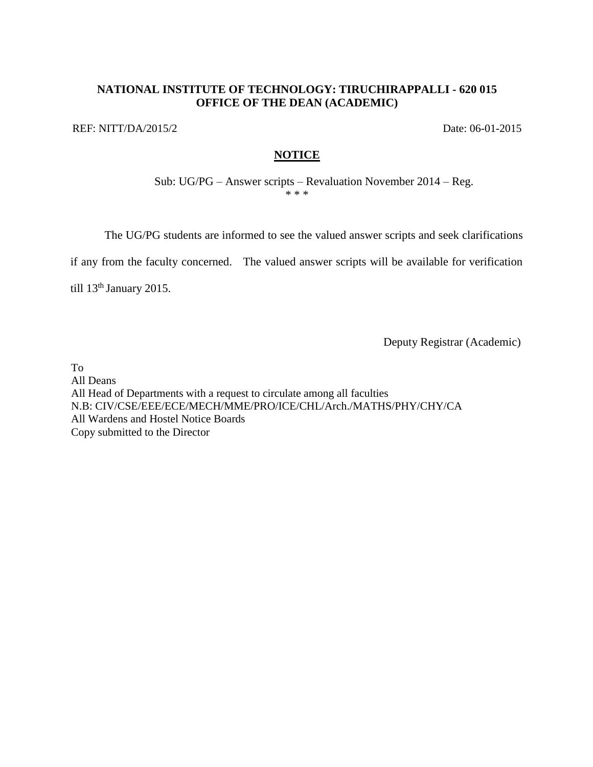**NATIONAL INSTITUTE OF TECHNOLOGY: TIRUCHIRAPPALLI - 620 015**
**OFFICE OF THE DEAN (ACADEMIC)**

REF: NITT/DA/2015/2 Date: 06-01-2015

## NOTICE

Sub: UG/PG – Answer scripts – Revaluation November 2014 – Reg.

* * *

The UG/PG students are informed to see the valued answer scripts and seek clarifications if any from the faculty concerned. The valued answer scripts will be available for verification till 13th January 2015.

Deputy Registrar (Academic)

To
All Deans
All Head of Departments with a request to circulate among all faculties
N.B: CIV/CSE/EEE/ECE/MECH/MME/PRO/ICE/CHL/Arch./MATHS/PHY/CHY/CA
All Wardens and Hostel Notice Boards
Copy submitted to the Director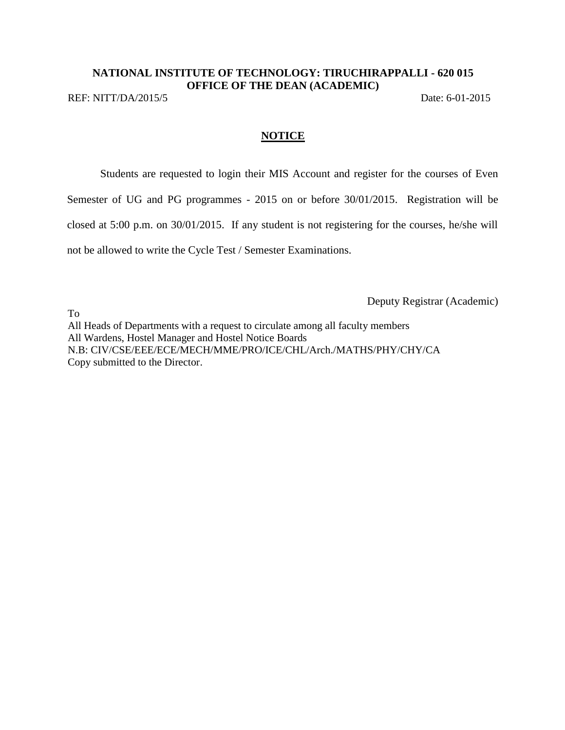**NATIONAL INSTITUTE OF TECHNOLOGY: TIRUCHIRAPPALLI - 620 015**
**OFFICE OF THE DEAN (ACADEMIC)**

REF: NITT/DA/2015/5 Date: 6-01-2015

## NOTICE

Students are requested to login their MIS Account and register for the courses of Even Semester of UG and PG programmes - 2015 on or before 30/01/2015. Registration will be closed at 5:00 p.m. on 30/01/2015. If any student is not registering for the courses, he/she will not be allowed to write the Cycle Test / Semester Examinations.

Deputy Registrar (Academic)

To
All Heads of Departments with a request to circulate among all faculty members
All Wardens, Hostel Manager and Hostel Notice Boards
N.B: CIV/CSE/EEE/ECE/MECH/MME/PRO/ICE/CHL/Arch./MATHS/PHY/CHY/CA
Copy submitted to the Director.